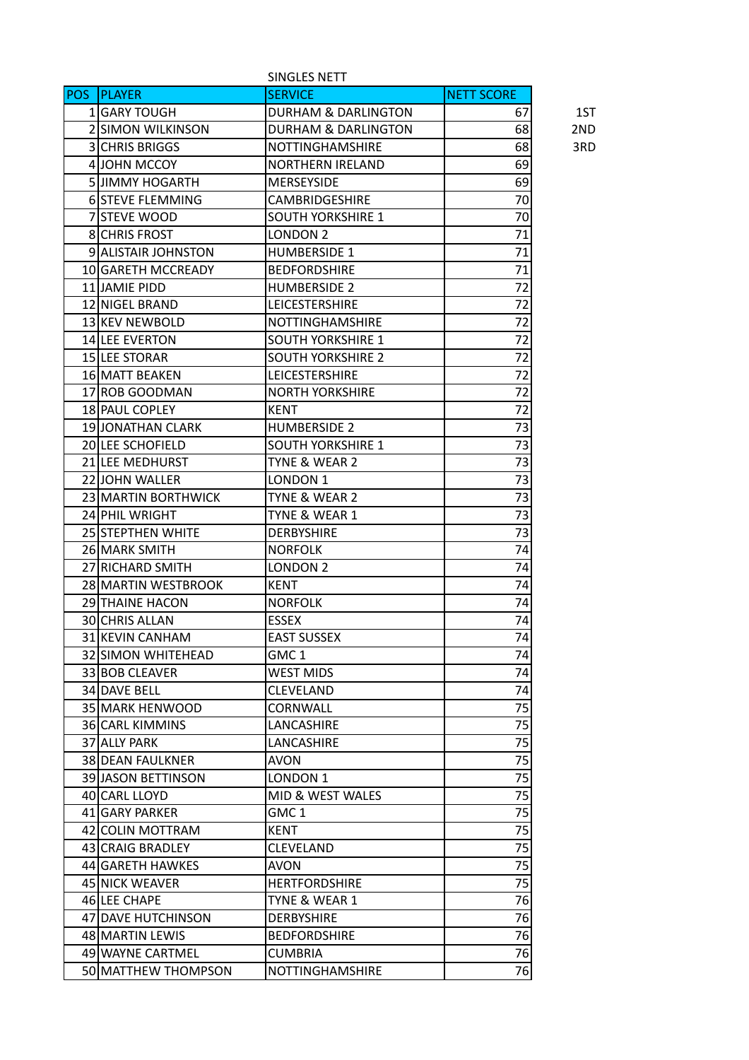SINGLES NETT

| POS | PLAYER | SERVICE | NETT SCORE | |
|---|---|---|---|---|
| 1 | GARY TOUGH | DURHAM & DARLINGTON | 67 | 1ST |
| 2 | SIMON WILKINSON | DURHAM & DARLINGTON | 68 | 2ND |
| 3 | CHRIS BRIGGS | NOTTINGHAMSHIRE | 68 | 3RD |
| 4 | JOHN MCCOY | NORTHERN IRELAND | 69 | |
| 5 | JIMMY HOGARTH | MERSEYSIDE | 69 | |
| 6 | STEVE FLEMMING | CAMBRIDGESHIRE | 70 | |
| 7 | STEVE WOOD | SOUTH YORKSHIRE 1 | 70 | |
| 8 | CHRIS FROST | LONDON 2 | 71 | |
| 9 | ALISTAIR JOHNSTON | HUMBERSIDE 1 | 71 | |
| 10 | GARETH MCCREADY | BEDFORDSHIRE | 71 | |
| 11 | JAMIE PIDD | HUMBERSIDE 2 | 72 | |
| 12 | NIGEL BRAND | LEICESTERSHIRE | 72 | |
| 13 | KEV NEWBOLD | NOTTINGHAMSHIRE | 72 | |
| 14 | LEE EVERTON | SOUTH YORKSHIRE 1 | 72 | |
| 15 | LEE STORAR | SOUTH YORKSHIRE 2 | 72 | |
| 16 | MATT BEAKEN | LEICESTERSHIRE | 72 | |
| 17 | ROB GOODMAN | NORTH YORKSHIRE | 72 | |
| 18 | PAUL COPLEY | KENT | 72 | |
| 19 | JONATHAN CLARK | HUMBERSIDE 2 | 73 | |
| 20 | LEE SCHOFIELD | SOUTH YORKSHIRE 1 | 73 | |
| 21 | LEE MEDHURST | TYNE & WEAR 2 | 73 | |
| 22 | JOHN WALLER | LONDON 1 | 73 | |
| 23 | MARTIN BORTHWICK | TYNE & WEAR 2 | 73 | |
| 24 | PHIL WRIGHT | TYNE & WEAR 1 | 73 | |
| 25 | STEPTHEN WHITE | DERBYSHIRE | 73 | |
| 26 | MARK SMITH | NORFOLK | 74 | |
| 27 | RICHARD SMITH | LONDON 2 | 74 | |
| 28 | MARTIN WESTBROOK | KENT | 74 | |
| 29 | THAINE HACON | NORFOLK | 74 | |
| 30 | CHRIS ALLAN | ESSEX | 74 | |
| 31 | KEVIN CANHAM | EAST SUSSEX | 74 | |
| 32 | SIMON WHITEHEAD | GMC 1 | 74 | |
| 33 | BOB CLEAVER | WEST MIDS | 74 | |
| 34 | DAVE BELL | CLEVELAND | 74 | |
| 35 | MARK HENWOOD | CORNWALL | 75 | |
| 36 | CARL KIMMINS | LANCASHIRE | 75 | |
| 37 | ALLY PARK | LANCASHIRE | 75 | |
| 38 | DEAN FAULKNER | AVON | 75 | |
| 39 | JASON BETTINSON | LONDON 1 | 75 | |
| 40 | CARL LLOYD | MID & WEST WALES | 75 | |
| 41 | GARY PARKER | GMC 1 | 75 | |
| 42 | COLIN MOTTRAM | KENT | 75 | |
| 43 | CRAIG BRADLEY | CLEVELAND | 75 | |
| 44 | GARETH HAWKES | AVON | 75 | |
| 45 | NICK WEAVER | HERTFORDSHIRE | 75 | |
| 46 | LEE CHAPE | TYNE & WEAR 1 | 76 | |
| 47 | DAVE HUTCHINSON | DERBYSHIRE | 76 | |
| 48 | MARTIN LEWIS | BEDFORDSHIRE | 76 | |
| 49 | WAYNE CARTMEL | CUMBRIA | 76 | |
| 50 | MATTHEW THOMPSON | NOTTINGHAMSHIRE | 76 | |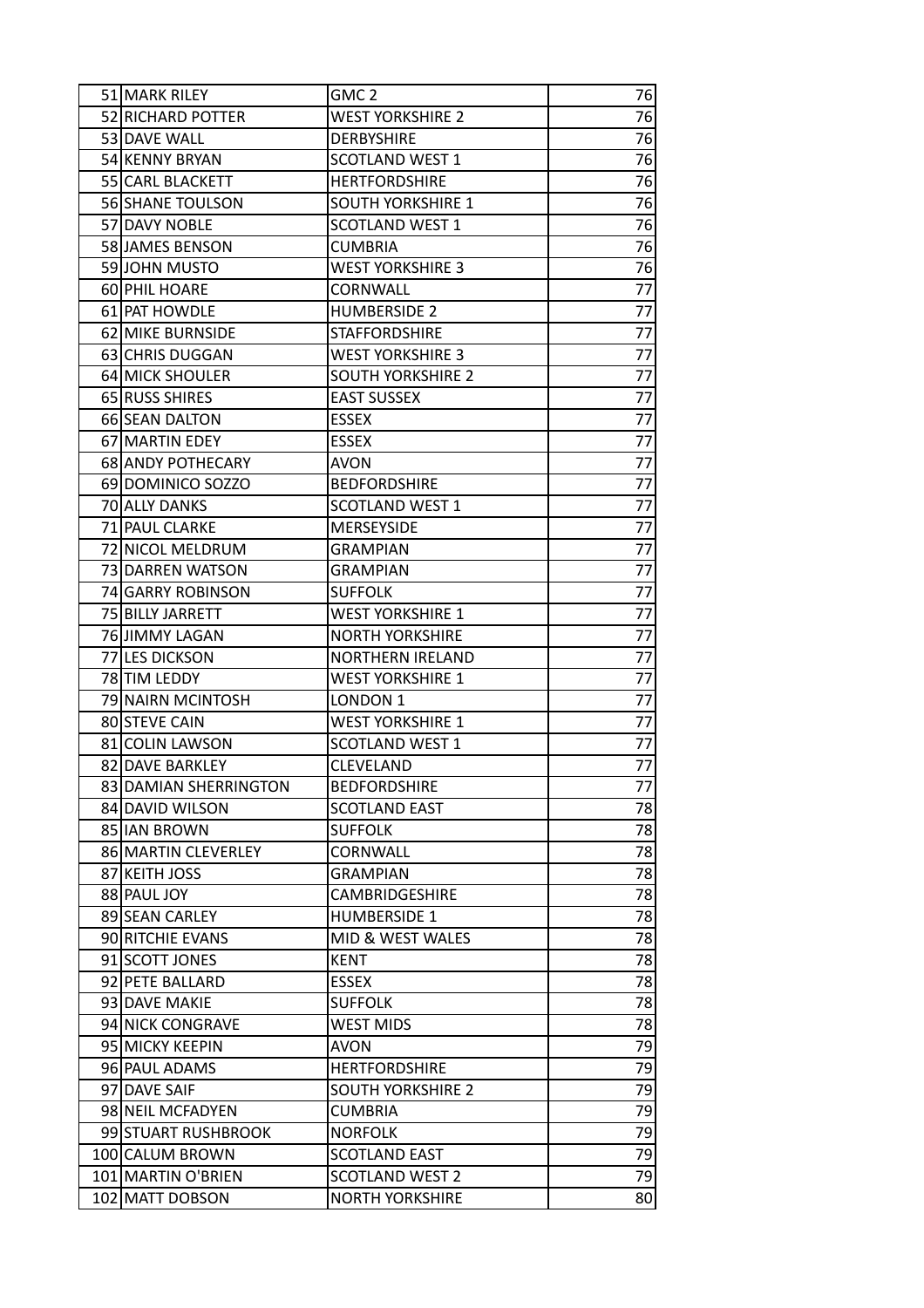| 51 | MARK RILEY | GMC 2 | 76 |
|---|---|---|---|
| 52 | RICHARD POTTER | WEST YORKSHIRE 2 | 76 |
| 53 | DAVE WALL | DERBYSHIRE | 76 |
| 54 | KENNY BRYAN | SCOTLAND WEST 1 | 76 |
| 55 | CARL BLACKETT | HERTFORDSHIRE | 76 |
| 56 | SHANE TOULSON | SOUTH YORKSHIRE 1 | 76 |
| 57 | DAVY NOBLE | SCOTLAND WEST 1 | 76 |
| 58 | JAMES BENSON | CUMBRIA | 76 |
| 59 | JOHN MUSTO | WEST YORKSHIRE 3 | 76 |
| 60 | PHIL HOARE | CORNWALL | 77 |
| 61 | PAT HOWDLE | HUMBERSIDE 2 | 77 |
| 62 | MIKE BURNSIDE | STAFFORDSHIRE | 77 |
| 63 | CHRIS DUGGAN | WEST YORKSHIRE 3 | 77 |
| 64 | MICK SHOULER | SOUTH YORKSHIRE 2 | 77 |
| 65 | RUSS SHIRES | EAST SUSSEX | 77 |
| 66 | SEAN DALTON | ESSEX | 77 |
| 67 | MARTIN EDEY | ESSEX | 77 |
| 68 | ANDY POTHECARY | AVON | 77 |
| 69 | DOMINICO SOZZO | BEDFORDSHIRE | 77 |
| 70 | ALLY DANKS | SCOTLAND WEST 1 | 77 |
| 71 | PAUL CLARKE | MERSEYSIDE | 77 |
| 72 | NICOL MELDRUM | GRAMPIAN | 77 |
| 73 | DARREN WATSON | GRAMPIAN | 77 |
| 74 | GARRY ROBINSON | SUFFOLK | 77 |
| 75 | BILLY JARRETT | WEST YORKSHIRE 1 | 77 |
| 76 | JIMMY LAGAN | NORTH YORKSHIRE | 77 |
| 77 | LES DICKSON | NORTHERN IRELAND | 77 |
| 78 | TIM LEDDY | WEST YORKSHIRE 1 | 77 |
| 79 | NAIRN MCINTOSH | LONDON 1 | 77 |
| 80 | STEVE CAIN | WEST YORKSHIRE 1 | 77 |
| 81 | COLIN LAWSON | SCOTLAND WEST 1 | 77 |
| 82 | DAVE BARKLEY | CLEVELAND | 77 |
| 83 | DAMIAN SHERRINGTON | BEDFORDSHIRE | 77 |
| 84 | DAVID WILSON | SCOTLAND EAST | 78 |
| 85 | IAN BROWN | SUFFOLK | 78 |
| 86 | MARTIN CLEVERLEY | CORNWALL | 78 |
| 87 | KEITH JOSS | GRAMPIAN | 78 |
| 88 | PAUL JOY | CAMBRIDGESHIRE | 78 |
| 89 | SEAN CARLEY | HUMBERSIDE 1 | 78 |
| 90 | RITCHIE EVANS | MID & WEST WALES | 78 |
| 91 | SCOTT JONES | KENT | 78 |
| 92 | PETE BALLARD | ESSEX | 78 |
| 93 | DAVE MAKIE | SUFFOLK | 78 |
| 94 | NICK CONGRAVE | WEST MIDS | 78 |
| 95 | MICKY KEEPIN | AVON | 79 |
| 96 | PAUL ADAMS | HERTFORDSHIRE | 79 |
| 97 | DAVE SAIF | SOUTH YORKSHIRE 2 | 79 |
| 98 | NEIL MCFADYEN | CUMBRIA | 79 |
| 99 | STUART RUSHBROOK | NORFOLK | 79 |
| 100 | CALUM BROWN | SCOTLAND EAST | 79 |
| 101 | MARTIN O'BRIEN | SCOTLAND WEST 2 | 79 |
| 102 | MATT DOBSON | NORTH YORKSHIRE | 80 |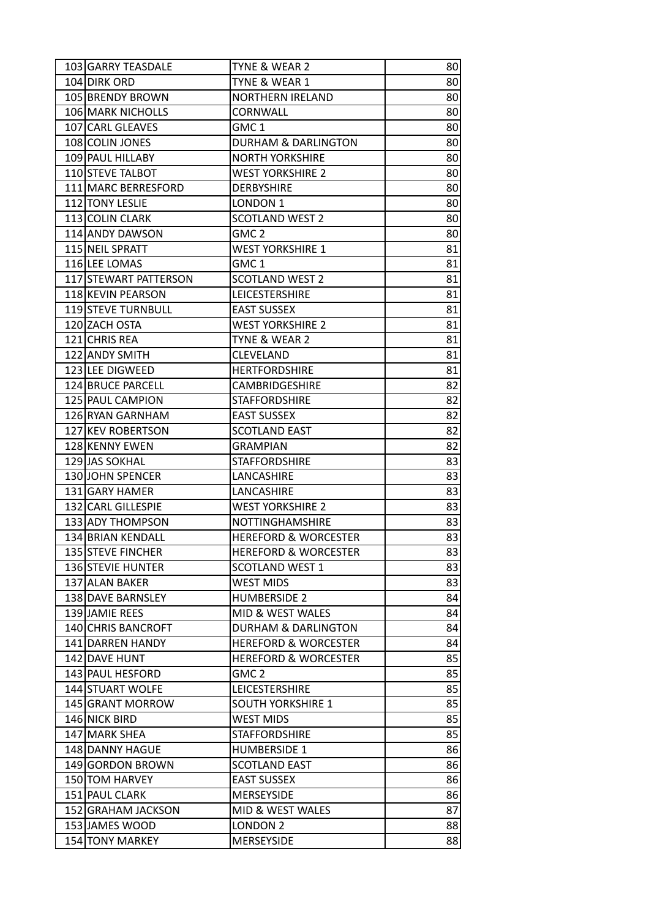| 103 | GARRY TEASDALE | TYNE & WEAR 2 | 80 |
|---|---|---|---|
| 104 | DIRK ORD | TYNE & WEAR 1 | 80 |
| 105 | BRENDY BROWN | NORTHERN IRELAND | 80 |
| 106 | MARK NICHOLLS | CORNWALL | 80 |
| 107 | CARL GLEAVES | GMC 1 | 80 |
| 108 | COLIN JONES | DURHAM & DARLINGTON | 80 |
| 109 | PAUL HILLABY | NORTH YORKSHIRE | 80 |
| 110 | STEVE TALBOT | WEST YORKSHIRE 2 | 80 |
| 111 | MARC BERRESFORD | DERBYSHIRE | 80 |
| 112 | TONY LESLIE | LONDON 1 | 80 |
| 113 | COLIN CLARK | SCOTLAND WEST 2 | 80 |
| 114 | ANDY DAWSON | GMC 2 | 80 |
| 115 | NEIL SPRATT | WEST YORKSHIRE 1 | 81 |
| 116 | LEE LOMAS | GMC 1 | 81 |
| 117 | STEWART PATTERSON | SCOTLAND WEST 2 | 81 |
| 118 | KEVIN PEARSON | LEICESTERSHIRE | 81 |
| 119 | STEVE TURNBULL | EAST SUSSEX | 81 |
| 120 | ZACH OSTA | WEST YORKSHIRE 2 | 81 |
| 121 | CHRIS REA | TYNE & WEAR 2 | 81 |
| 122 | ANDY SMITH | CLEVELAND | 81 |
| 123 | LEE DIGWEED | HERTFORDSHIRE | 81 |
| 124 | BRUCE PARCELL | CAMBRIDGESHIRE | 82 |
| 125 | PAUL CAMPION | STAFFORDSHIRE | 82 |
| 126 | RYAN GARNHAM | EAST SUSSEX | 82 |
| 127 | KEV ROBERTSON | SCOTLAND EAST | 82 |
| 128 | KENNY EWEN | GRAMPIAN | 82 |
| 129 | JAS SOKHAL | STAFFORDSHIRE | 83 |
| 130 | JOHN SPENCER | LANCASHIRE | 83 |
| 131 | GARY HAMER | LANCASHIRE | 83 |
| 132 | CARL GILLESPIE | WEST YORKSHIRE 2 | 83 |
| 133 | ADY THOMPSON | NOTTINGHAMSHIRE | 83 |
| 134 | BRIAN KENDALL | HEREFORD & WORCESTER | 83 |
| 135 | STEVE FINCHER | HEREFORD & WORCESTER | 83 |
| 136 | STEVIE HUNTER | SCOTLAND WEST 1 | 83 |
| 137 | ALAN BAKER | WEST MIDS | 83 |
| 138 | DAVE BARNSLEY | HUMBERSIDE 2 | 84 |
| 139 | JAMIE REES | MID & WEST WALES | 84 |
| 140 | CHRIS BANCROFT | DURHAM & DARLINGTON | 84 |
| 141 | DARREN HANDY | HEREFORD & WORCESTER | 84 |
| 142 | DAVE HUNT | HEREFORD & WORCESTER | 85 |
| 143 | PAUL HESFORD | GMC 2 | 85 |
| 144 | STUART WOLFE | LEICESTERSHIRE | 85 |
| 145 | GRANT MORROW | SOUTH YORKSHIRE 1 | 85 |
| 146 | NICK BIRD | WEST MIDS | 85 |
| 147 | MARK SHEA | STAFFORDSHIRE | 85 |
| 148 | DANNY HAGUE | HUMBERSIDE 1 | 86 |
| 149 | GORDON BROWN | SCOTLAND EAST | 86 |
| 150 | TOM HARVEY | EAST SUSSEX | 86 |
| 151 | PAUL CLARK | MERSEYSIDE | 86 |
| 152 | GRAHAM JACKSON | MID & WEST WALES | 87 |
| 153 | JAMES WOOD | LONDON 2 | 88 |
| 154 | TONY MARKEY | MERSEYSIDE | 88 |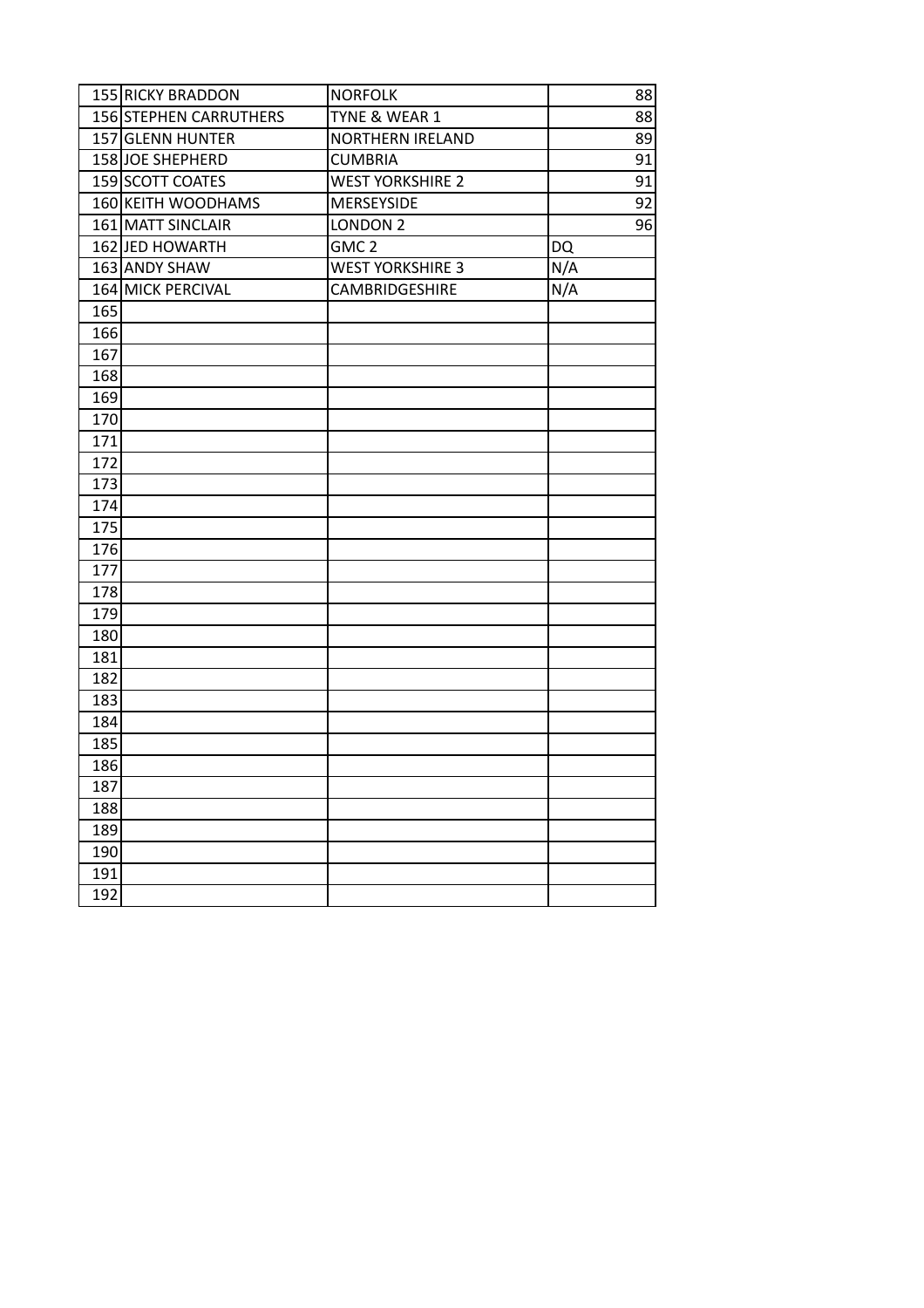| | | | |
|---|---|---|---|
| 155 | RICKY BRADDON | NORFOLK | 88 |
| 156 | STEPHEN CARRUTHERS | TYNE & WEAR 1 | 88 |
| 157 | GLENN HUNTER | NORTHERN IRELAND | 89 |
| 158 | JOE SHEPHERD | CUMBRIA | 91 |
| 159 | SCOTT COATES | WEST YORKSHIRE 2 | 91 |
| 160 | KEITH WOODHAMS | MERSEYSIDE | 92 |
| 161 | MATT SINCLAIR | LONDON 2 | 96 |
| 162 | JED HOWARTH | GMC 2 | DQ |
| 163 | ANDY SHAW | WEST YORKSHIRE 3 | N/A |
| 164 | MICK PERCIVAL | CAMBRIDGESHIRE | N/A |
| 165 | | | |
| 166 | | | |
| 167 | | | |
| 168 | | | |
| 169 | | | |
| 170 | | | |
| 171 | | | |
| 172 | | | |
| 173 | | | |
| 174 | | | |
| 175 | | | |
| 176 | | | |
| 177 | | | |
| 178 | | | |
| 179 | | | |
| 180 | | | |
| 181 | | | |
| 182 | | | |
| 183 | | | |
| 184 | | | |
| 185 | | | |
| 186 | | | |
| 187 | | | |
| 188 | | | |
| 189 | | | |
| 190 | | | |
| 191 | | | |
| 192 | | | |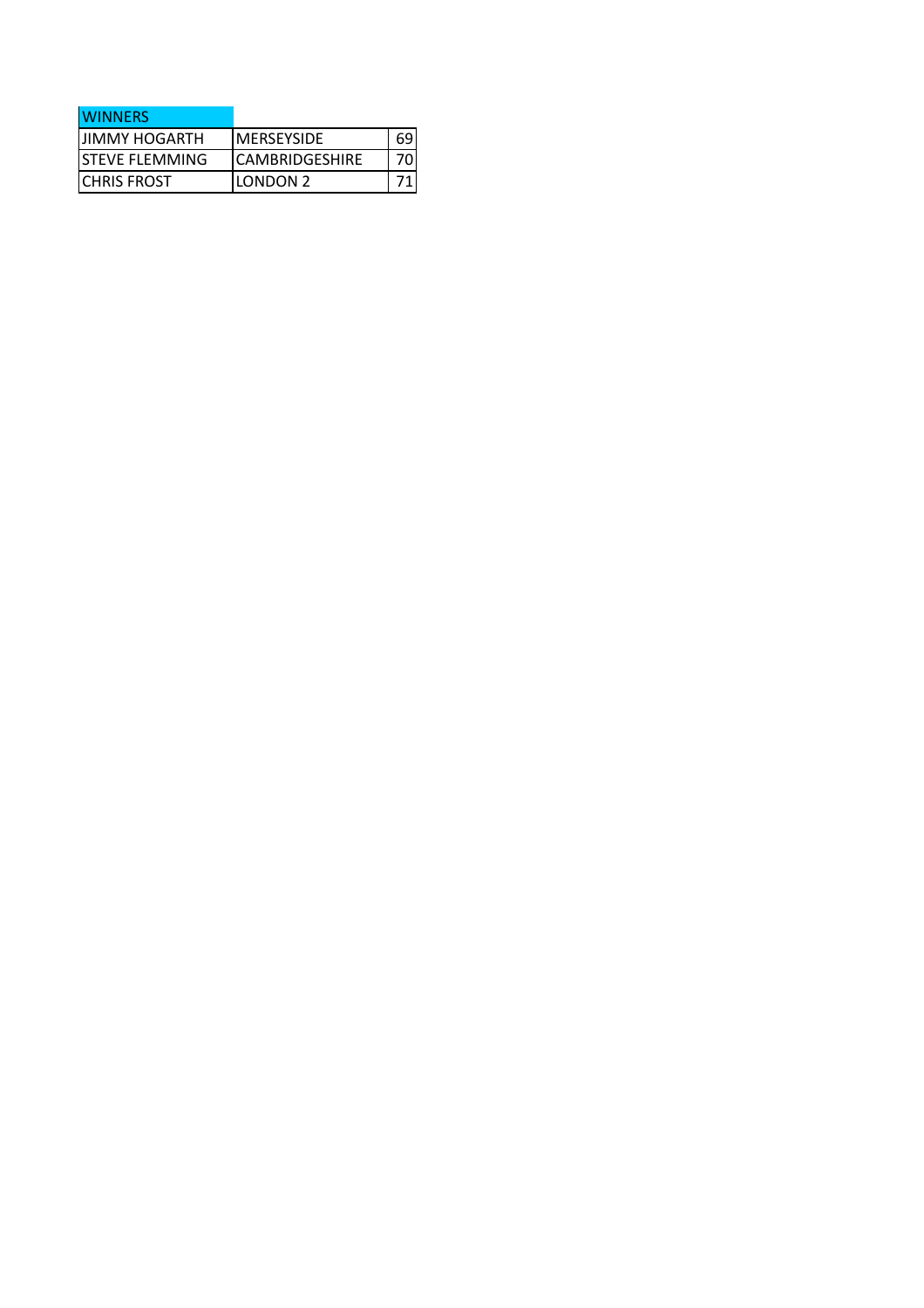| WINNERS | | |
|---|---|---|
| JIMMY HOGARTH | MERSEYSIDE | 69 |
| STEVE FLEMMING | CAMBRIDGESHIRE | 70 |
| CHRIS FROST | LONDON 2 | 71 |